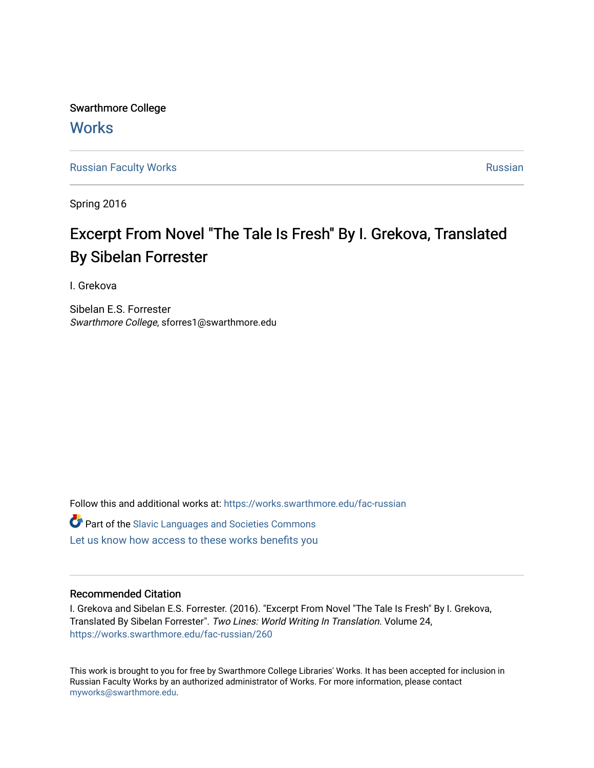Swarthmore College

# Works

Russian Faculty Works

Russian

Spring 2016

# Excerpt From Novel "The Tale Is Fresh" By I. Grekova, Translated By Sibelan Forrester

I. Grekova

Sibelan E.S. Forrester
*Swarthmore College*, sforres1@swarthmore.edu

Follow this and additional works at: https://works.swarthmore.edu/fac-russian

Part of the Slavic Languages and Societies Commons

Let us know how access to these works benefits you

## Recommended Citation

I. Grekova and Sibelan E.S. Forrester. (2016). "Excerpt From Novel "The Tale Is Fresh" By I. Grekova, Translated By Sibelan Forrester". *Two Lines: World Writing In Translation.* Volume 24, https://works.swarthmore.edu/fac-russian/260

This work is brought to you for free by Swarthmore College Libraries' Works. It has been accepted for inclusion in Russian Faculty Works by an authorized administrator of Works. For more information, please contact myworks@swarthmore.edu.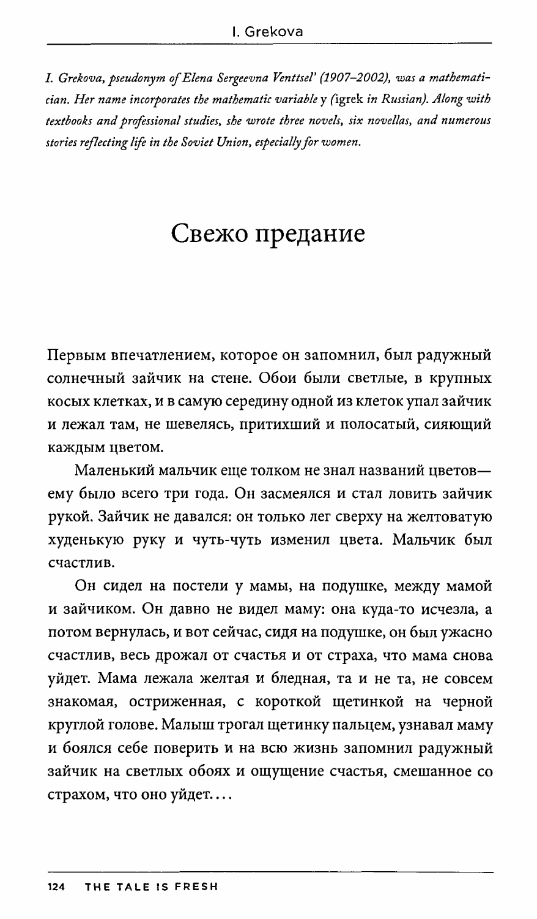*I. Grekova, pseudonym of Elena Sergeevna Venttsel' (1907–2002), was a mathematician. Her name incorporates the mathematic variable* y *(*igrek *in Russian). Along with textbooks and professional studies, she wrote three novels, six novellas, and numerous stories reflecting life in the Soviet Union, especially for women.*

# Свежо предание

Первым впечатлением, которое он запомнил, был радужный солнечный зайчик на стене. Обои были светлые, в крупных косых клетках, и в самую середину одной из клеток упал зайчик и лежал там, не шевелясь, притихший и полосатый, сияющий каждым цветом.

Маленький мальчик еще толком не знал названий цветов— ему было всего три года. Он засмеялся и стал ловить зайчик рукой. Зайчик не давался: он только лег сверху на желтоватую худенькую руку и чуть-чуть изменил цвета. Мальчик был счастлив.

Он сидел на постели у мамы, на подушке, между мамой и зайчиком. Он давно не видел маму: она куда-то исчезла, а потом вернулась, и вот сейчас, сидя на подушке, он был ужасно счастлив, весь дрожал от счастья и от страха, что мама снова уйдет. Мама лежала желтая и бледная, та и не та, не совсем знакомая, остриженная, с короткой щетинкой на черной круглой голове. Малыш трогал щетинку пальцем, узнавал маму и боялся себе поверить и на всю жизнь запомнил радужный зайчик на светлых обоях и ощущение счастья, смешанное со страхом, что оно уйдет....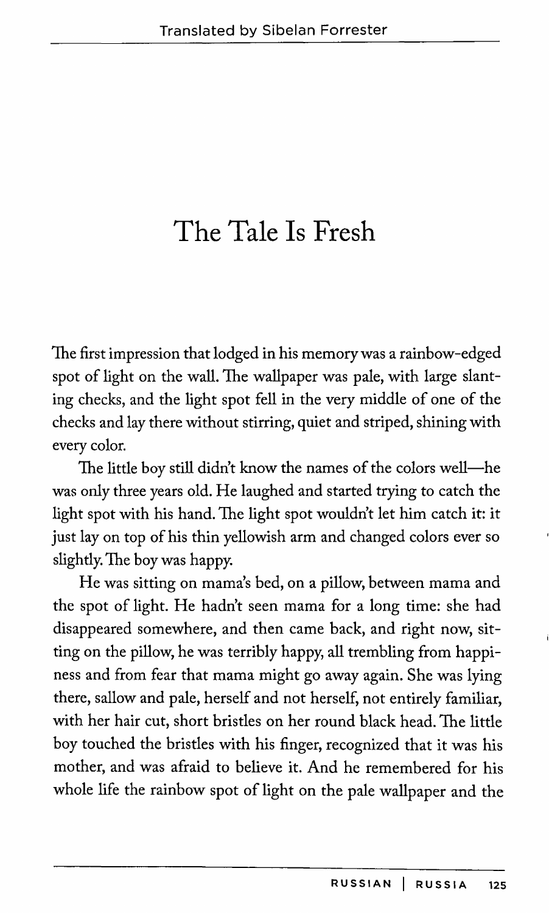# The Tale Is Fresh

The first impression that lodged in his memory was a rainbow-edged spot of light on the wall. The wallpaper was pale, with large slanting checks, and the light spot fell in the very middle of one of the checks and lay there without stirring, quiet and striped, shining with every color.

The little boy still didn't know the names of the colors well—he was only three years old. He laughed and started trying to catch the light spot with his hand. The light spot wouldn't let him catch it: it just lay on top of his thin yellowish arm and changed colors ever so slightly. The boy was happy.

He was sitting on mama's bed, on a pillow, between mama and the spot of light. He hadn't seen mama for a long time: she had disappeared somewhere, and then came back, and right now, sitting on the pillow, he was terribly happy, all trembling from happiness and from fear that mama might go away again. She was lying there, sallow and pale, herself and not herself, not entirely familiar, with her hair cut, short bristles on her round black head. The little boy touched the bristles with his finger, recognized that it was his mother, and was afraid to believe it. And he remembered for his whole life the rainbow spot of light on the pale wallpaper and the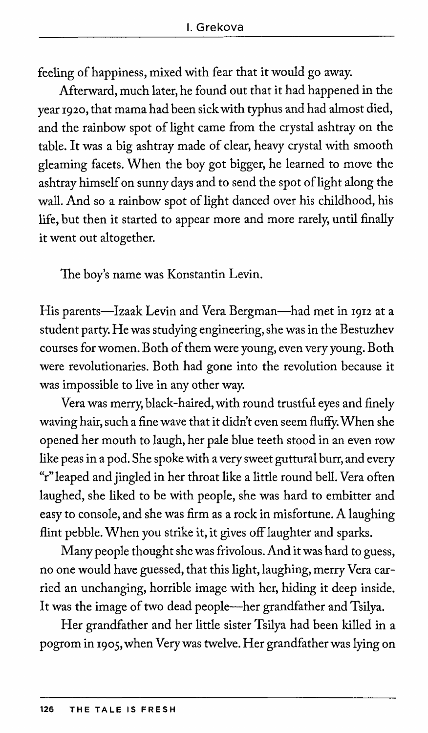feeling of happiness, mixed with fear that it would go away.

Afterward, much later, he found out that it had happened in the year 1920, that mama had been sick with typhus and had almost died, and the rainbow spot of light came from the crystal ashtray on the table. It was a big ashtray made of clear, heavy crystal with smooth gleaming facets. When the boy got bigger, he learned to move the ashtray himself on sunny days and to send the spot of light along the wall. And so a rainbow spot of light danced over his childhood, his life, but then it started to appear more and more rarely, until finally it went out altogether.

The boy's name was Konstantin Levin.

His parents—Izaak Levin and Vera Bergman—had met in 1912 at a student party. He was studying engineering, she was in the Bestuzhev courses for women. Both of them were young, even very young. Both were revolutionaries. Both had gone into the revolution because it was impossible to live in any other way.

Vera was merry, black-haired, with round trustful eyes and finely waving hair, such a fine wave that it didn't even seem fluffy. When she opened her mouth to laugh, her pale blue teeth stood in an even row like peas in a pod. She spoke with a very sweet guttural burr, and every "r" leaped and jingled in her throat like a little round bell. Vera often laughed, she liked to be with people, she was hard to embitter and easy to console, and she was firm as a rock in misfortune. A laughing flint pebble. When you strike it, it gives off laughter and sparks.

Many people thought she was frivolous. And it was hard to guess, no one would have guessed, that this light, laughing, merry Vera carried an unchanging, horrible image with her, hiding it deep inside. It was the image of two dead people—her grandfather and Tsilya.

Her grandfather and her little sister Tsilya had been killed in a pogrom in 1905, when Very was twelve. Her grandfather was lying on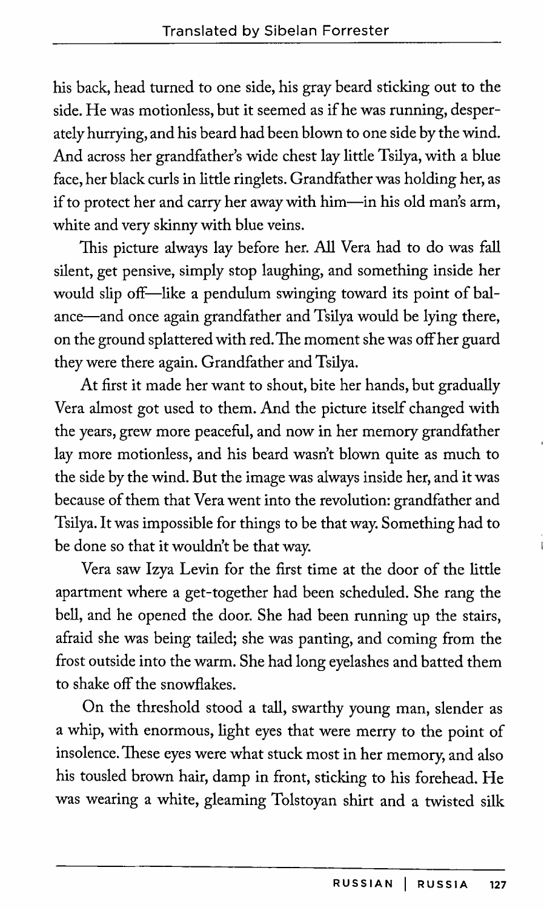his back, head turned to one side, his gray beard sticking out to the side. He was motionless, but it seemed as if he was running, desperately hurrying, and his beard had been blown to one side by the wind. And across her grandfather's wide chest lay little Tsilya, with a blue face, her black curls in little ringlets. Grandfather was holding her, as if to protect her and carry her away with him—in his old man's arm, white and very skinny with blue veins.

This picture always lay before her. All Vera had to do was fall silent, get pensive, simply stop laughing, and something inside her would slip off—like a pendulum swinging toward its point of balance—and once again grandfather and Tsilya would be lying there, on the ground splattered with red. The moment she was off her guard they were there again. Grandfather and Tsilya.

At first it made her want to shout, bite her hands, but gradually Vera almost got used to them. And the picture itself changed with the years, grew more peaceful, and now in her memory grandfather lay more motionless, and his beard wasn't blown quite as much to the side by the wind. But the image was always inside her, and it was because of them that Vera went into the revolution: grandfather and Tsilya. It was impossible for things to be that way. Something had to be done so that it wouldn't be that way.

Vera saw Izya Levin for the first time at the door of the little apartment where a get-together had been scheduled. She rang the bell, and he opened the door. She had been running up the stairs, afraid she was being tailed; she was panting, and coming from the frost outside into the warm. She had long eyelashes and batted them to shake off the snowflakes.

On the threshold stood a tall, swarthy young man, slender as a whip, with enormous, light eyes that were merry to the point of insolence. These eyes were what stuck most in her memory, and also his tousled brown hair, damp in front, sticking to his forehead. He was wearing a white, gleaming Tolstoyan shirt and a twisted silk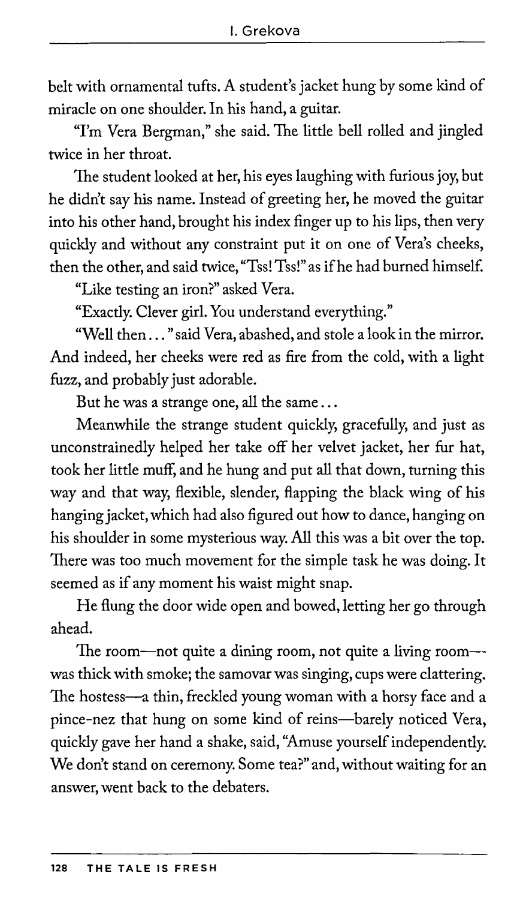belt with ornamental tufts. A student's jacket hung by some kind of miracle on one shoulder. In his hand, a guitar.

"I'm Vera Bergman," she said. The little bell rolled and jingled twice in her throat.

The student looked at her, his eyes laughing with furious joy, but he didn't say his name. Instead of greeting her, he moved the guitar into his other hand, brought his index finger up to his lips, then very quickly and without any constraint put it on one of Vera's cheeks, then the other, and said twice, "Tss! Tss!" as if he had burned himself.

"Like testing an iron?" asked Vera.

"Exactly. Clever girl. You understand everything."

"Well then . . . " said Vera, abashed, and stole a look in the mirror. And indeed, her cheeks were red as fire from the cold, with a light fuzz, and probably just adorable.

But he was a strange one, all the same . . .

Meanwhile the strange student quickly, gracefully, and just as unconstrainedly helped her take off her velvet jacket, her fur hat, took her little muff, and he hung and put all that down, turning this way and that way, flexible, slender, flapping the black wing of his hanging jacket, which had also figured out how to dance, hanging on his shoulder in some mysterious way. All this was a bit over the top. There was too much movement for the simple task he was doing. It seemed as if any moment his waist might snap.

He flung the door wide open and bowed, letting her go through ahead.

The room—not quite a dining room, not quite a living room—was thick with smoke; the samovar was singing, cups were clattering. The hostess—a thin, freckled young woman with a horsy face and a pince-nez that hung on some kind of reins—barely noticed Vera, quickly gave her hand a shake, said, "Amuse yourself independently. We don't stand on ceremony. Some tea?" and, without waiting for an answer, went back to the debaters.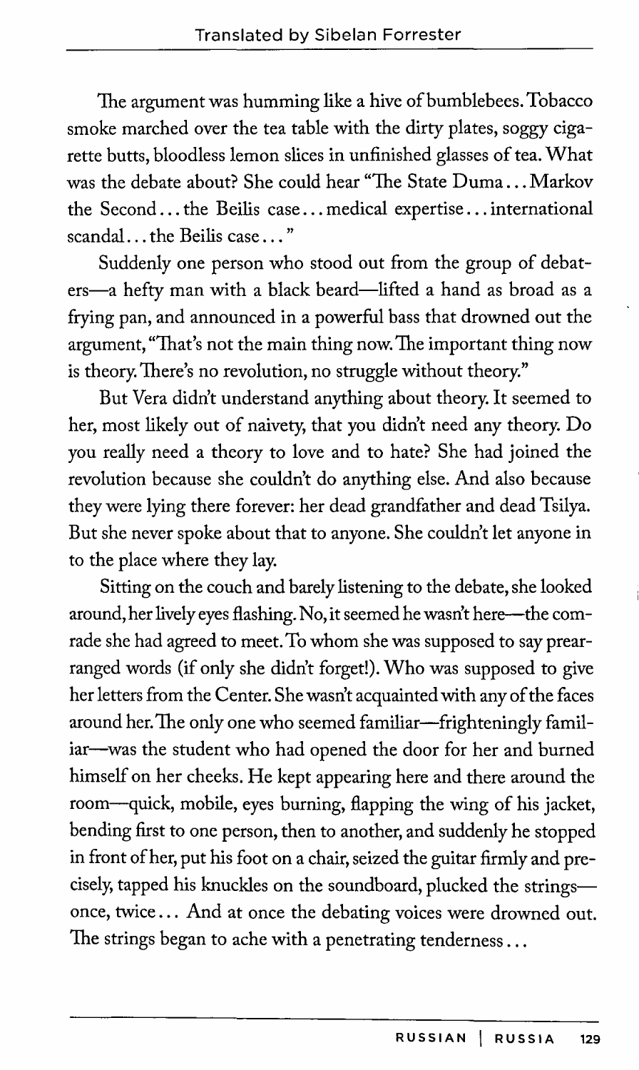The argument was humming like a hive of bumblebees. Tobacco smoke marched over the tea table with the dirty plates, soggy cigarette butts, bloodless lemon slices in unfinished glasses of tea. What was the debate about? She could hear "The State Duma . . . Markov the Second . . . the Beilis case . . . medical expertise . . . international scandal . . . the Beilis case . . . "

Suddenly one person who stood out from the group of debaters—a hefty man with a black beard—lifted a hand as broad as a frying pan, and announced in a powerful bass that drowned out the argument, "That's not the main thing now. The important thing now is theory. There's no revolution, no struggle without theory."

But Vera didn't understand anything about theory. It seemed to her, most likely out of naivety, that you didn't need any theory. Do you really need a theory to love and to hate? She had joined the revolution because she couldn't do anything else. And also because they were lying there forever: her dead grandfather and dead Tsilya. But she never spoke about that to anyone. She couldn't let anyone in to the place where they lay.

Sitting on the couch and barely listening to the debate, she looked around, her lively eyes flashing. No, it seemed he wasn't here—the comrade she had agreed to meet. To whom she was supposed to say prearranged words (if only she didn't forget!). Who was supposed to give her letters from the Center. She wasn't acquainted with any of the faces around her. The only one who seemed familiar—frighteningly familiar—was the student who had opened the door for her and burned himself on her cheeks. He kept appearing here and there around the room—quick, mobile, eyes burning, flapping the wing of his jacket, bending first to one person, then to another, and suddenly he stopped in front of her, put his foot on a chair, seized the guitar firmly and precisely, tapped his knuckles on the soundboard, plucked the strings—once, twice . . . And at once the debating voices were drowned out. The strings began to ache with a penetrating tenderness . . .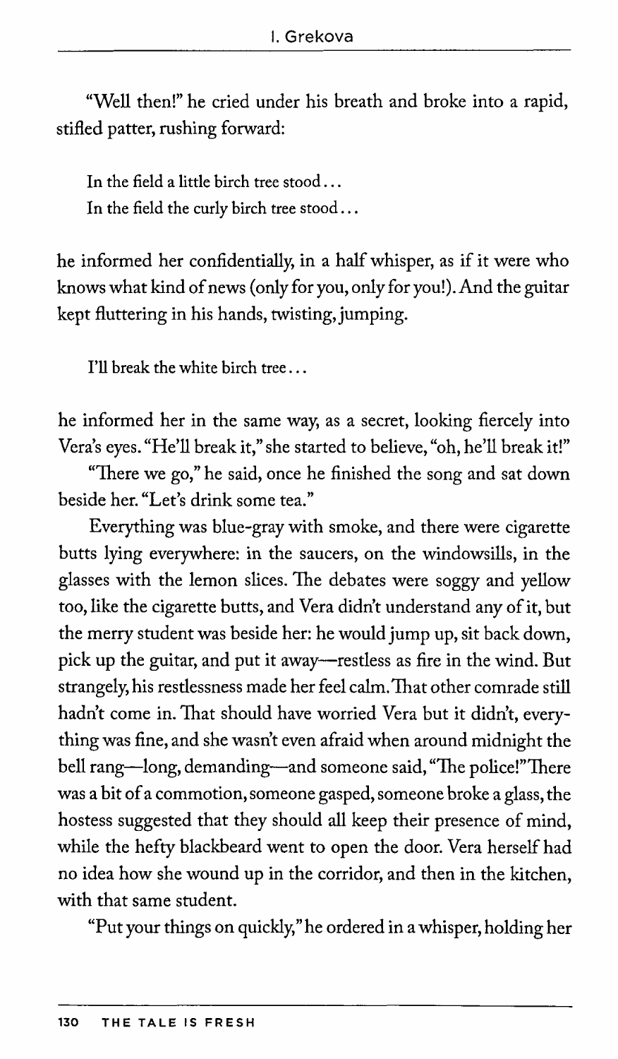"Well then!" he cried under his breath and broke into a rapid, stifled patter, rushing forward:

> In the field a little birch tree stood...
> In the field the curly birch tree stood...

he informed her confidentially, in a half whisper, as if it were who knows what kind of news (only for you, only for you!). And the guitar kept fluttering in his hands, twisting, jumping.

> I'll break the white birch tree...

he informed her in the same way, as a secret, looking fiercely into Vera's eyes. "He'll break it," she started to believe, "oh, he'll break it!"

"There we go," he said, once he finished the song and sat down beside her. "Let's drink some tea."

Everything was blue-gray with smoke, and there were cigarette butts lying everywhere: in the saucers, on the windowsills, in the glasses with the lemon slices. The debates were soggy and yellow too, like the cigarette butts, and Vera didn't understand any of it, but the merry student was beside her: he would jump up, sit back down, pick up the guitar, and put it away—restless as fire in the wind. But strangely, his restlessness made her feel calm. That other comrade still hadn't come in. That should have worried Vera but it didn't, everything was fine, and she wasn't even afraid when around midnight the bell rang—long, demanding—and someone said, "The police!" There was a bit of a commotion, someone gasped, someone broke a glass, the hostess suggested that they should all keep their presence of mind, while the hefty blackbeard went to open the door. Vera herself had no idea how she wound up in the corridor, and then in the kitchen, with that same student.

"Put your things on quickly," he ordered in a whisper, holding her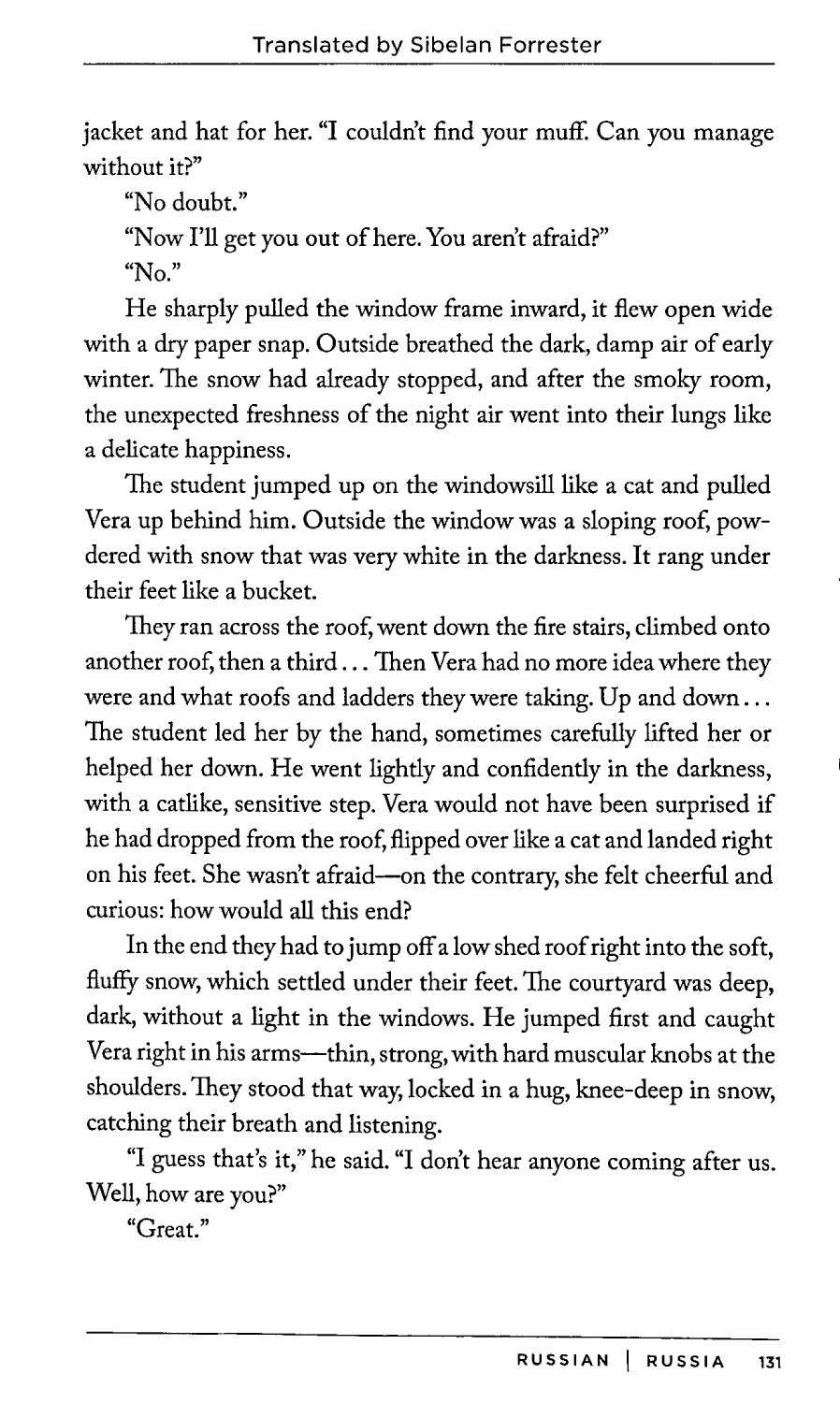jacket and hat for her. "I couldn't find your muff. Can you manage without it?"

"No doubt."

"Now I'll get you out of here. You aren't afraid?"

"No."

He sharply pulled the window frame inward, it flew open wide with a dry paper snap. Outside breathed the dark, damp air of early winter. The snow had already stopped, and after the smoky room, the unexpected freshness of the night air went into their lungs like a delicate happiness.

The student jumped up on the windowsill like a cat and pulled Vera up behind him. Outside the window was a sloping roof, powdered with snow that was very white in the darkness. It rang under their feet like a bucket.

They ran across the roof, went down the fire stairs, climbed onto another roof, then a third . . . Then Vera had no more idea where they were and what roofs and ladders they were taking. Up and down . . . The student led her by the hand, sometimes carefully lifted her or helped her down. He went lightly and confidently in the darkness, with a catlike, sensitive step. Vera would not have been surprised if he had dropped from the roof, flipped over like a cat and landed right on his feet. She wasn't afraid—on the contrary, she felt cheerful and curious: how would all this end?

In the end they had to jump off a low shed roof right into the soft, fluffy snow, which settled under their feet. The courtyard was deep, dark, without a light in the windows. He jumped first and caught Vera right in his arms—thin, strong, with hard muscular knobs at the shoulders. They stood that way, locked in a hug, knee-deep in snow, catching their breath and listening.

"I guess that's it," he said. "I don't hear anyone coming after us. Well, how are you?"

"Great."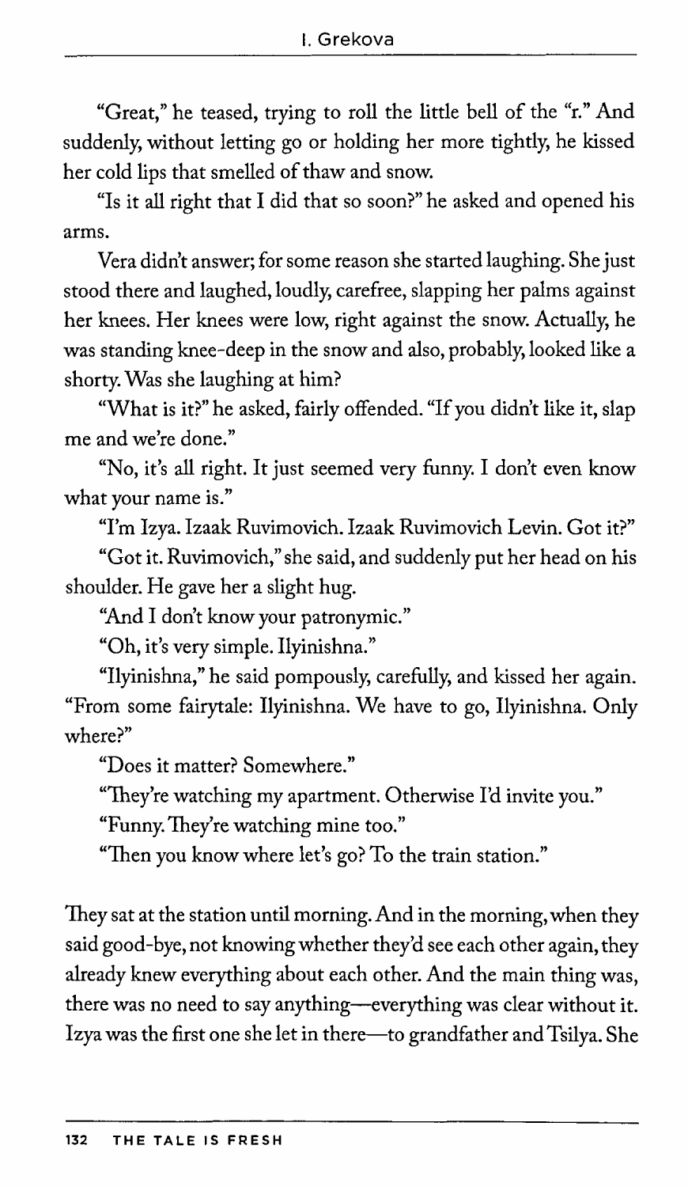"Great," he teased, trying to roll the little bell of the "r." And suddenly, without letting go or holding her more tightly, he kissed her cold lips that smelled of thaw and snow.

"Is it all right that I did that so soon?" he asked and opened his arms.

Vera didn't answer; for some reason she started laughing. She just stood there and laughed, loudly, carefree, slapping her palms against her knees. Her knees were low, right against the snow. Actually, he was standing knee-deep in the snow and also, probably, looked like a shorty. Was she laughing at him?

"What is it?" he asked, fairly offended. "If you didn't like it, slap me and we're done."

"No, it's all right. It just seemed very funny. I don't even know what your name is."

"I'm Izya. Izaak Ruvimovich. Izaak Ruvimovich Levin. Got it?"

"Got it. Ruvimovich," she said, and suddenly put her head on his shoulder. He gave her a slight hug.

"And I don't know your patronymic."

"Oh, it's very simple. Ilyinishna."

"Ilyinishna," he said pompously, carefully, and kissed her again. "From some fairytale: Ilyinishna. We have to go, Ilyinishna. Only where?"

"Does it matter? Somewhere."

"They're watching my apartment. Otherwise I'd invite you."

"Funny. They're watching mine too."

"Then you know where let's go? To the train station."

They sat at the station until morning. And in the morning, when they said good-bye, not knowing whether they'd see each other again, they already knew everything about each other. And the main thing was, there was no need to say anything—everything was clear without it. Izya was the first one she let in there—to grandfather and Tsilya. She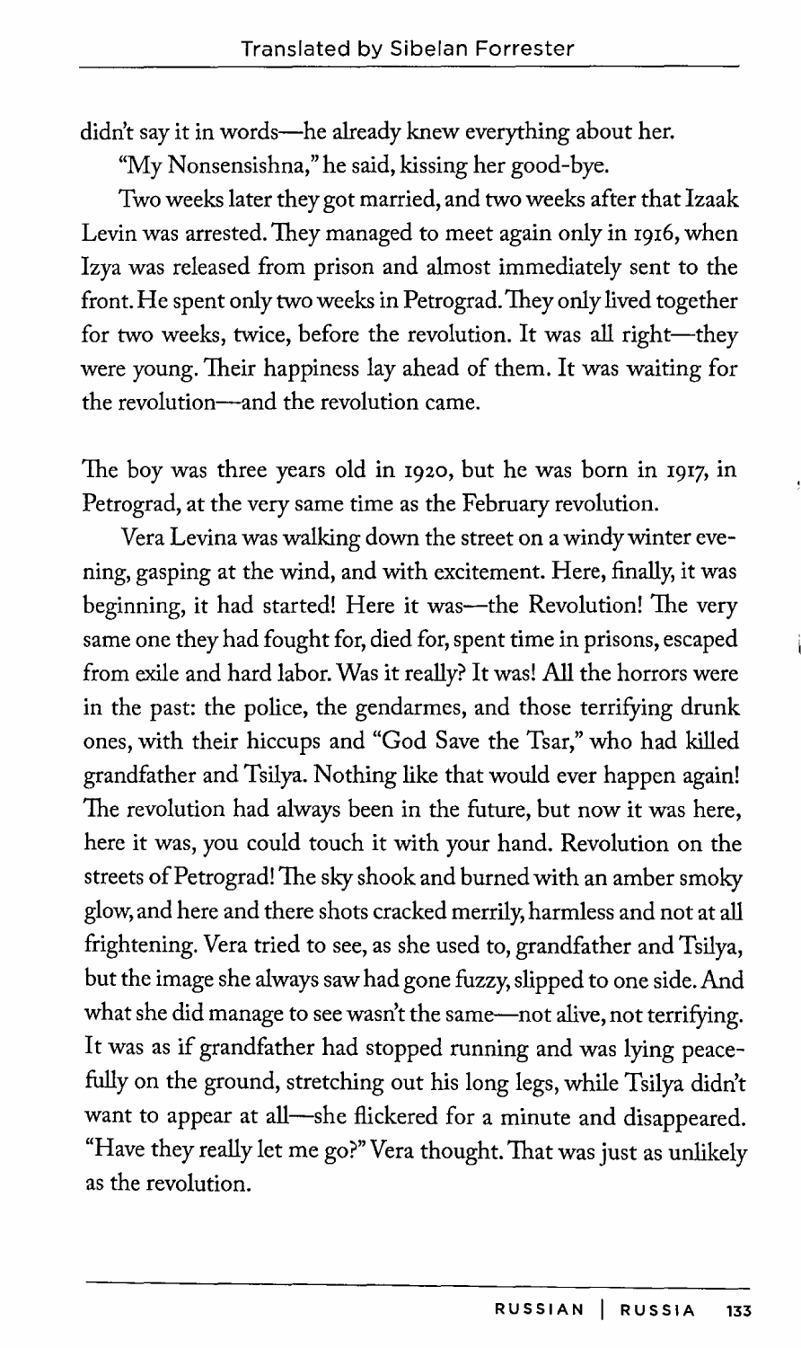didn't say it in words—he already knew everything about her.

"My Nonsensishna," he said, kissing her good-bye.

Two weeks later they got married, and two weeks after that Izaak Levin was arrested. They managed to meet again only in 1916, when Izya was released from prison and almost immediately sent to the front. He spent only two weeks in Petrograd. They only lived together for two weeks, twice, before the revolution. It was all right—they were young. Their happiness lay ahead of them. It was waiting for the revolution—and the revolution came.

The boy was three years old in 1920, but he was born in 1917, in Petrograd, at the very same time as the February revolution.

Vera Levina was walking down the street on a windy winter evening, gasping at the wind, and with excitement. Here, finally, it was beginning, it had started! Here it was—the Revolution! The very same one they had fought for, died for, spent time in prisons, escaped from exile and hard labor. Was it really? It was! All the horrors were in the past: the police, the gendarmes, and those terrifying drunk ones, with their hiccups and "God Save the Tsar," who had killed grandfather and Tsilya. Nothing like that would ever happen again! The revolution had always been in the future, but now it was here, here it was, you could touch it with your hand. Revolution on the streets of Petrograd! The sky shook and burned with an amber smoky glow, and here and there shots cracked merrily, harmless and not at all frightening. Vera tried to see, as she used to, grandfather and Tsilya, but the image she always saw had gone fuzzy, slipped to one side. And what she did manage to see wasn't the same—not alive, not terrifying. It was as if grandfather had stopped running and was lying peacefully on the ground, stretching out his long legs, while Tsilya didn't want to appear at all—she flickered for a minute and disappeared. "Have they really let me go?" Vera thought. That was just as unlikely as the revolution.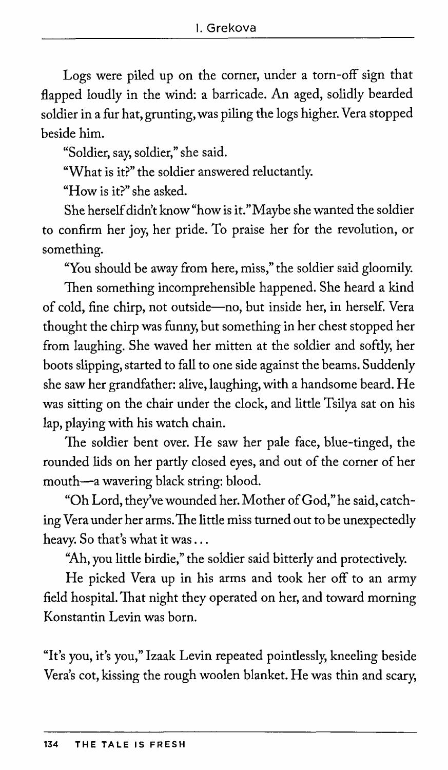Logs were piled up on the corner, under a torn-off sign that flapped loudly in the wind: a barricade. An aged, solidly bearded soldier in a fur hat, grunting, was piling the logs higher. Vera stopped beside him.

"Soldier, say, soldier," she said.

"What is it?" the soldier answered reluctantly.

"How is it?" she asked.

She herself didn't know "how is it." Maybe she wanted the soldier to confirm her joy, her pride. To praise her for the revolution, or something.

"You should be away from here, miss," the soldier said gloomily.

Then something incomprehensible happened. She heard a kind of cold, fine chirp, not outside—no, but inside her, in herself. Vera thought the chirp was funny, but something in her chest stopped her from laughing. She waved her mitten at the soldier and softly, her boots slipping, started to fall to one side against the beams. Suddenly she saw her grandfather: alive, laughing, with a handsome beard. He was sitting on the chair under the clock, and little Tsilya sat on his lap, playing with his watch chain.

The soldier bent over. He saw her pale face, blue-tinged, the rounded lids on her partly closed eyes, and out of the corner of her mouth—a wavering black string: blood.

"Oh Lord, they've wounded her. Mother of God," he said, catching Vera under her arms. The little miss turned out to be unexpectedly heavy. So that's what it was...

"Ah, you little birdie," the soldier said bitterly and protectively.

He picked Vera up in his arms and took her off to an army field hospital. That night they operated on her, and toward morning Konstantin Levin was born.

"It's you, it's you," Izaak Levin repeated pointlessly, kneeling beside Vera's cot, kissing the rough woolen blanket. He was thin and scary,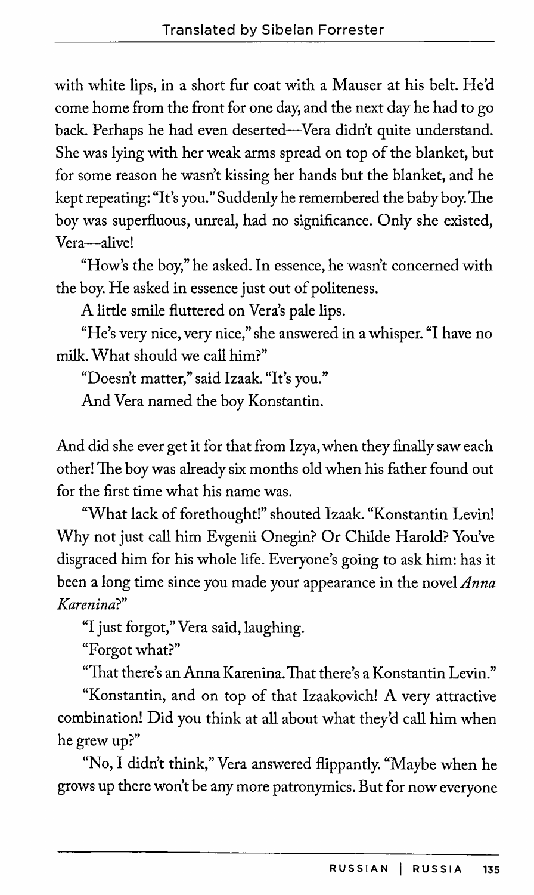with white lips, in a short fur coat with a Mauser at his belt. He'd come home from the front for one day, and the next day he had to go back. Perhaps he had even deserted—Vera didn't quite understand. She was lying with her weak arms spread on top of the blanket, but for some reason he wasn't kissing her hands but the blanket, and he kept repeating: "It's you." Suddenly he remembered the baby boy. The boy was superfluous, unreal, had no significance. Only she existed, Vera—alive!

"How's the boy," he asked. In essence, he wasn't concerned with the boy. He asked in essence just out of politeness.

A little smile fluttered on Vera's pale lips.

"He's very nice, very nice," she answered in a whisper. "I have no milk. What should we call him?"

"Doesn't matter," said Izaak. "It's you."

And Vera named the boy Konstantin.

And did she ever get it for that from Izya, when they finally saw each other! The boy was already six months old when his father found out for the first time what his name was.

"What lack of forethought!" shouted Izaak. "Konstantin Levin! Why not just call him Evgenii Onegin? Or Childe Harold? You've disgraced him for his whole life. Everyone's going to ask him: has it been a long time since you made your appearance in the novel *Anna Karenina*?"

"I just forgot," Vera said, laughing.

"Forgot what?"

"That there's an Anna Karenina. That there's a Konstantin Levin."

"Konstantin, and on top of that Izaakovich! A very attractive combination! Did you think at all about what they'd call him when he grew up?"

"No, I didn't think," Vera answered flippantly. "Maybe when he grows up there won't be any more patronymics. But for now everyone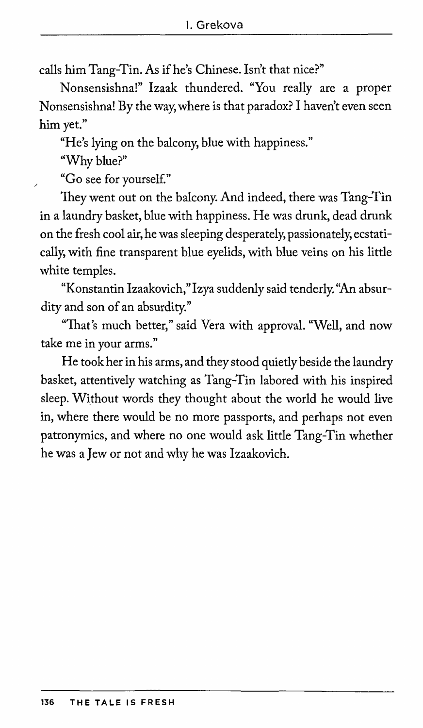calls him Tang-Tin. As if he's Chinese. Isn't that nice?"

Nonsensishna!" Izaak thundered. "You really are a proper Nonsensishna! By the way, where is that paradox? I haven't even seen him yet."

"He's lying on the balcony, blue with happiness."

"Why blue?"

"Go see for yourself."

They went out on the balcony. And indeed, there was Tang-Tin in a laundry basket, blue with happiness. He was drunk, dead drunk on the fresh cool air, he was sleeping desperately, passionately, ecstatically, with fine transparent blue eyelids, with blue veins on his little white temples.

"Konstantin Izaakovich," Izya suddenly said tenderly. "An absurdity and son of an absurdity."

"That's much better," said Vera with approval. "Well, and now take me in your arms."

He took her in his arms, and they stood quietly beside the laundry basket, attentively watching as Tang-Tin labored with his inspired sleep. Without words they thought about the world he would live in, where there would be no more passports, and perhaps not even patronymics, and where no one would ask little Tang-Tin whether he was a Jew or not and why he was Izaakovich.